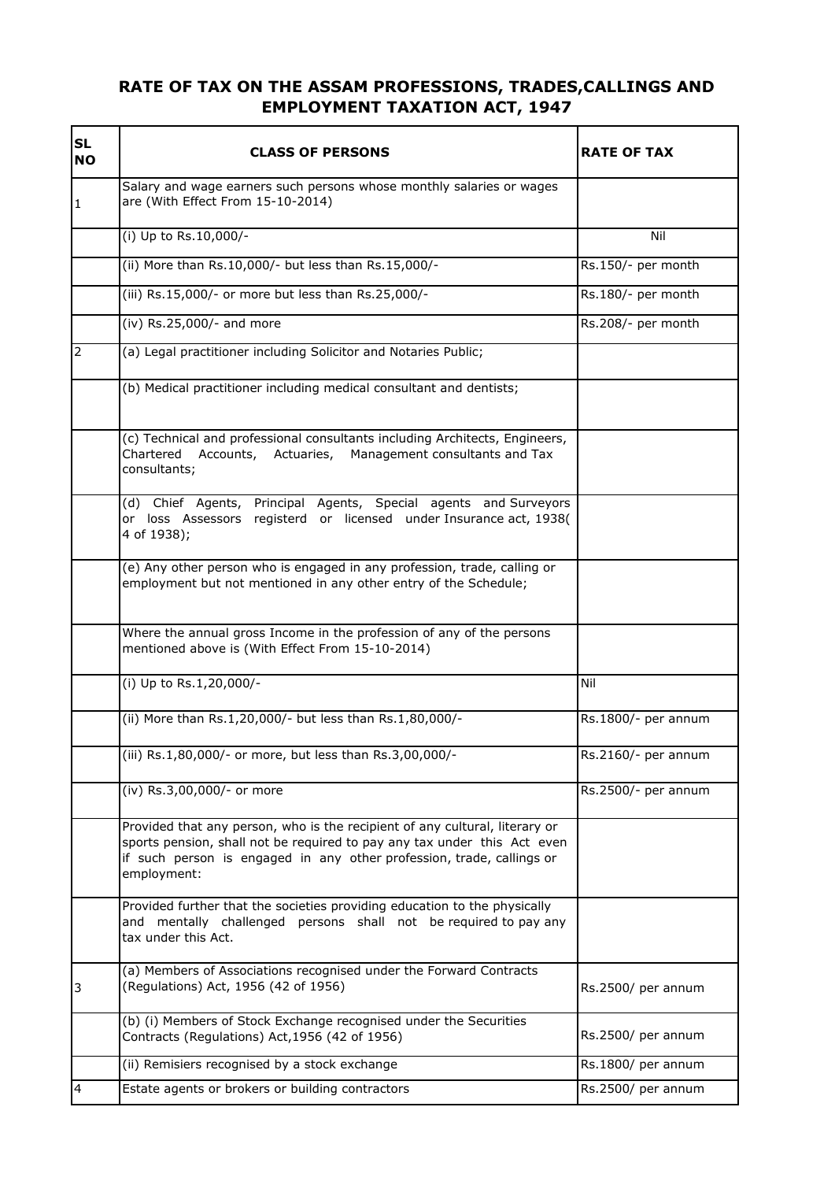# RATE OF TAX ON THE ASSAM PROFESSIONS, TRADES,CALLINGS AND EMPLOYMENT TAXATION ACT, 1947

| SL NO | CLASS OF PERSONS | RATE OF TAX |
|---|---|---|
| 1 | Salary and wage earners such persons whose monthly salaries or wages are (With Effect From 15-10-2014) | |
| | (i) Up to Rs.10,000/- | Nil |
| | (ii) More than Rs.10,000/- but less than Rs.15,000/- | Rs.150/- per month |
| | (iii) Rs.15,000/- or more but less than Rs.25,000/- | Rs.180/- per month |
| | (iv) Rs.25,000/- and more | Rs.208/- per month |
| 2 | (a) Legal practitioner including Solicitor and Notaries Public; | |
| | (b) Medical practitioner including medical consultant and dentists; | |
| | (c) Technical and professional consultants including Architects, Engineers, Chartered Accounts, Actuaries, Management consultants and Tax consultants; | |
| | (d) Chief Agents, Principal Agents, Special agents and Surveyors or loss Assessors registerd or licensed under Insurance act, 1938( 4 of 1938); | |
| | (e) Any other person who is engaged in any profession, trade, calling or employment but not mentioned in any other entry of the Schedule; | |
| | Where the annual gross Income in the profession of any of the persons mentioned above is (With Effect From 15-10-2014) | |
| | (i) Up to Rs.1,20,000/- | Nil |
| | (ii) More than Rs.1,20,000/- but less than Rs.1,80,000/- | Rs.1800/- per annum |
| | (iii) Rs.1,80,000/- or more, but less than Rs.3,00,000/- | Rs.2160/- per annum |
| | (iv) Rs.3,00,000/- or more | Rs.2500/- per annum |
| | Provided that any person, who is the recipient of any cultural, literary or sports pension, shall not be required to pay any tax under this Act even if such person is engaged in any other profession, trade, callings or employment: | |
| | Provided further that the societies providing education to the physically and mentally challenged persons shall not be required to pay any tax under this Act. | |
| 3 | (a) Members of Associations recognised under the Forward Contracts (Regulations) Act, 1956 (42 of 1956) | Rs.2500/ per annum |
| | (b) (i) Members of Stock Exchange recognised under the Securities Contracts (Regulations) Act,1956 (42 of 1956) | Rs.2500/ per annum |
| | (ii) Remisiers recognised by a stock exchange | Rs.1800/ per annum |
| 4 | Estate agents or brokers or building contractors | Rs.2500/ per annum |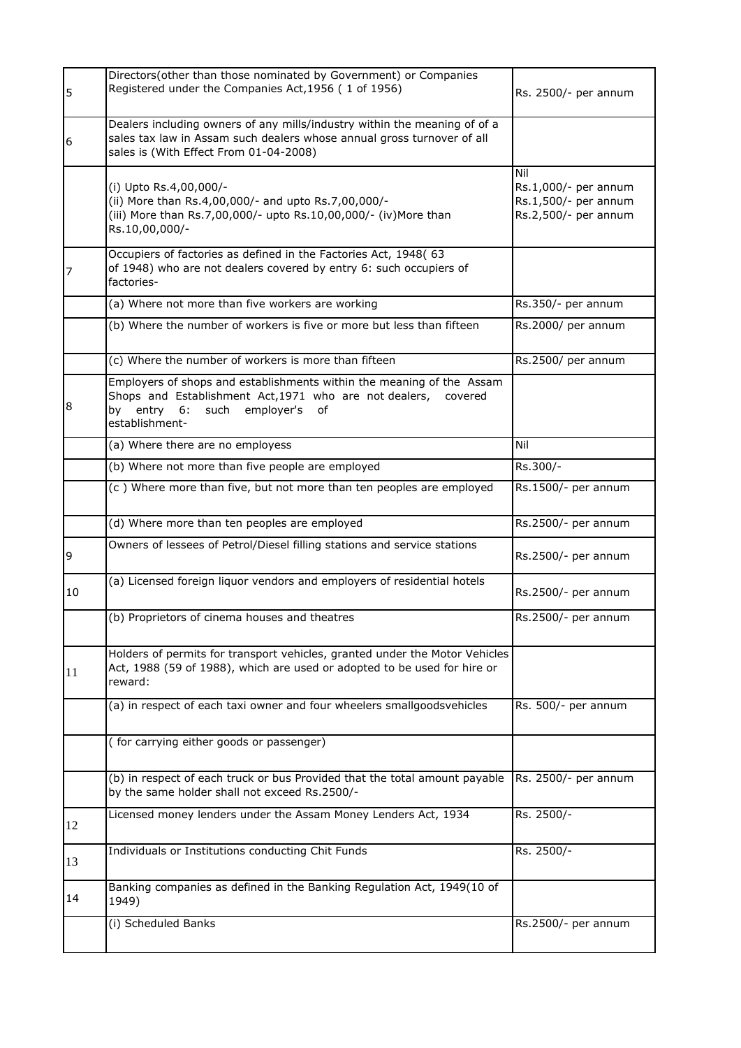| | | |
|---|---|---|
| 5 | Directors(other than those nominated by Government) or Companies Registered under the Companies Act,1956 ( 1 of 1956) | Rs. 2500/- per annum |
| 6 | Dealers including owners of any mills/industry within the meaning of of a sales tax law in Assam such dealers whose annual gross turnover of all sales is (With Effect From 01-04-2008) | |
| | (i) Upto Rs.4,00,000/-<br>(ii) More than Rs.4,00,000/- and upto Rs.7,00,000/-<br>(iii) More than Rs.7,00,000/- upto Rs.10,00,000/- (iv)More than Rs.10,00,000/- | Nil<br>Rs.1,000/- per annum<br>Rs.1,500/- per annum<br>Rs.2,500/- per annum |
| 7 | Occupiers of factories as defined in the Factories Act, 1948( 63 of 1948) who are not dealers covered by entry 6: such occupiers of factories- | |
| | (a) Where not more than five workers are working | Rs.350/- per annum |
| | (b) Where the number of workers is five or more but less than fifteen | Rs.2000/ per annum |
| | (c) Where the number of workers is more than fifteen | Rs.2500/ per annum |
| 8 | Employers of shops and establishments within the meaning of the Assam Shops and Establishment Act,1971 who are not dealers, covered by entry 6: such employer's of establishment- | |
| | (a) Where there are no employess | Nil |
| | (b) Where not more than five people are employed | Rs.300/- |
| | (c ) Where more than five, but not more than ten peoples are employed | Rs.1500/- per annum |
| | (d) Where more than ten peoples are employed | Rs.2500/- per annum |
| 9 | Owners of lessees of Petrol/Diesel filling stations and service stations | Rs.2500/- per annum |
| 10 | (a) Licensed foreign liquor vendors and employers of residential hotels | Rs.2500/- per annum |
| | (b) Proprietors of cinema houses and theatres | Rs.2500/- per annum |
| 11 | Holders of permits for transport vehicles, granted under the Motor Vehicles Act, 1988 (59 of 1988), which are used or adopted to be used for hire or reward: | |
| | (a) in respect of each taxi owner and four wheelers smallgoodsvehicles | Rs. 500/- per annum |
| | ( for carrying either goods or passenger) | |
| | (b) in respect of each truck or bus Provided that the total amount payable by the same holder shall not exceed Rs.2500/- | Rs. 2500/- per annum |
| 12 | Licensed money lenders under the Assam Money Lenders Act, 1934 | Rs. 2500/- |
| 13 | Individuals or Institutions conducting Chit Funds | Rs. 2500/- |
| 14 | Banking companies as defined in the Banking Regulation Act, 1949(10 of 1949) | |
| | (i) Scheduled Banks | Rs.2500/- per annum |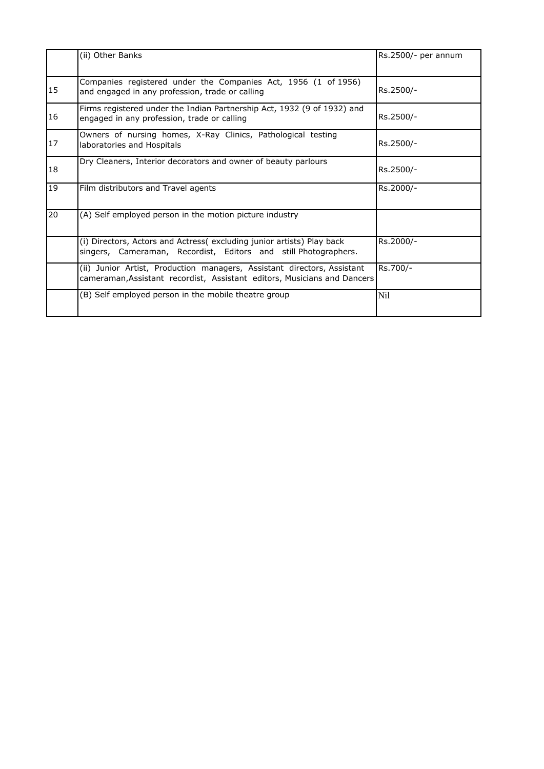| | | |
|---|---|---|
| | (ii) Other Banks | Rs.2500/- per annum |
| 15 | Companies registered under the Companies Act, 1956 (1 of 1956) and engaged in any profession, trade or calling | Rs.2500/- |
| 16 | Firms registered under the Indian Partnership Act, 1932 (9 of 1932) and engaged in any profession, trade or calling | Rs.2500/- |
| 17 | Owners of nursing homes, X-Ray Clinics, Pathological testing laboratories and Hospitals | Rs.2500/- |
| 18 | Dry Cleaners, Interior decorators and owner of beauty parlours | Rs.2500/- |
| 19 | Film distributors and Travel agents | Rs.2000/- |
| 20 | (A) Self employed person in the motion picture industry | |
| | (i) Directors, Actors and Actress( excluding junior artists) Play back singers, Cameraman, Recordist, Editors and still Photographers. | Rs.2000/- |
| | (ii) Junior Artist, Production managers, Assistant directors, Assistant cameraman,Assistant recordist, Assistant editors, Musicians and Dancers | Rs.700/- |
| | (B) Self employed person in the mobile theatre group | Nil |